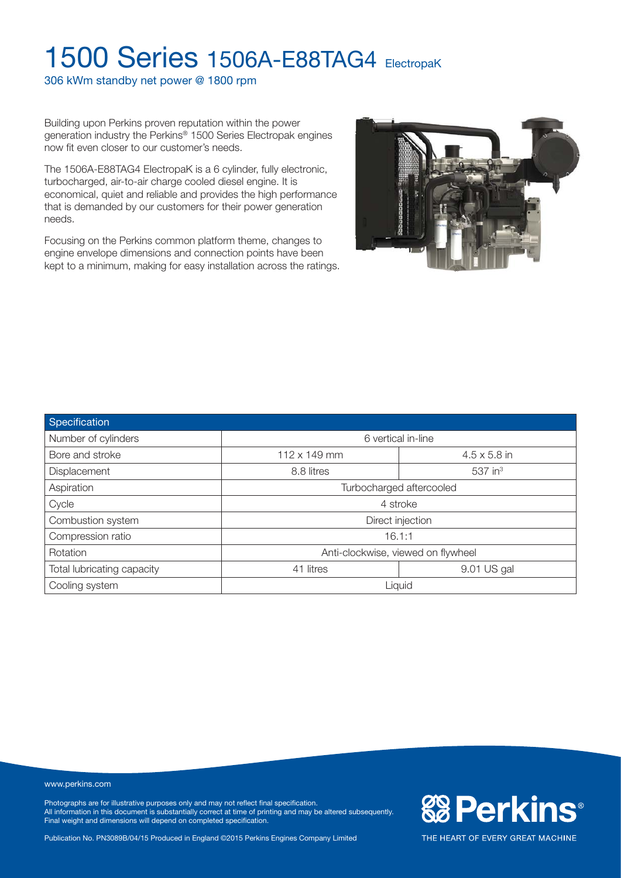# 1500 Series 1506A-E88TAG4 ElectropaK

306 kWm standby net power @ 1800 rpm

Building upon Perkins proven reputation within the power generation industry the Perkins® 1500 Series Electropak engines now fit even closer to our customer's needs.

The 1506A-E88TAG4 ElectropaK is a 6 cylinder, fully electronic, turbocharged, air-to-air charge cooled diesel engine. It is economical, quiet and reliable and provides the high performance that is demanded by our customers for their power generation needs.

Focusing on the Perkins common platform theme, changes to engine envelope dimensions and connection points have been kept to a minimum, making for easy installation across the ratings.

| Specification | | |
|---|---|---|
| Number of cylinders | 6 vertical in-line | |
| Bore and stroke | 112 x 149 mm | 4.5 x 5.8 in |
| Displacement | 8.8 litres | 537 in$^3$ |
| Aspiration | Turbocharged aftercooled | |
| Cycle | 4 stroke | |
| Combustion system | Direct injection | |
| Compression ratio | 16.1:1 | |
| Rotation | Anti-clockwise, viewed on flywheel | |
| Total lubricating capacity | 41 litres | 9.01 US gal |
| Cooling system | Liquid | |

www.perkins.com

Photographs are for illustrative purposes only and may not reflect final specification.
All information in this document is substantially correct at time of printing and may be altered subsequently.
Final weight and dimensions will depend on completed specification.

Publication No. PN3089B/04/15 Produced in England ©2015 Perkins Engines Company Limited

Perkins®

THE HEART OF EVERY GREAT MACHINE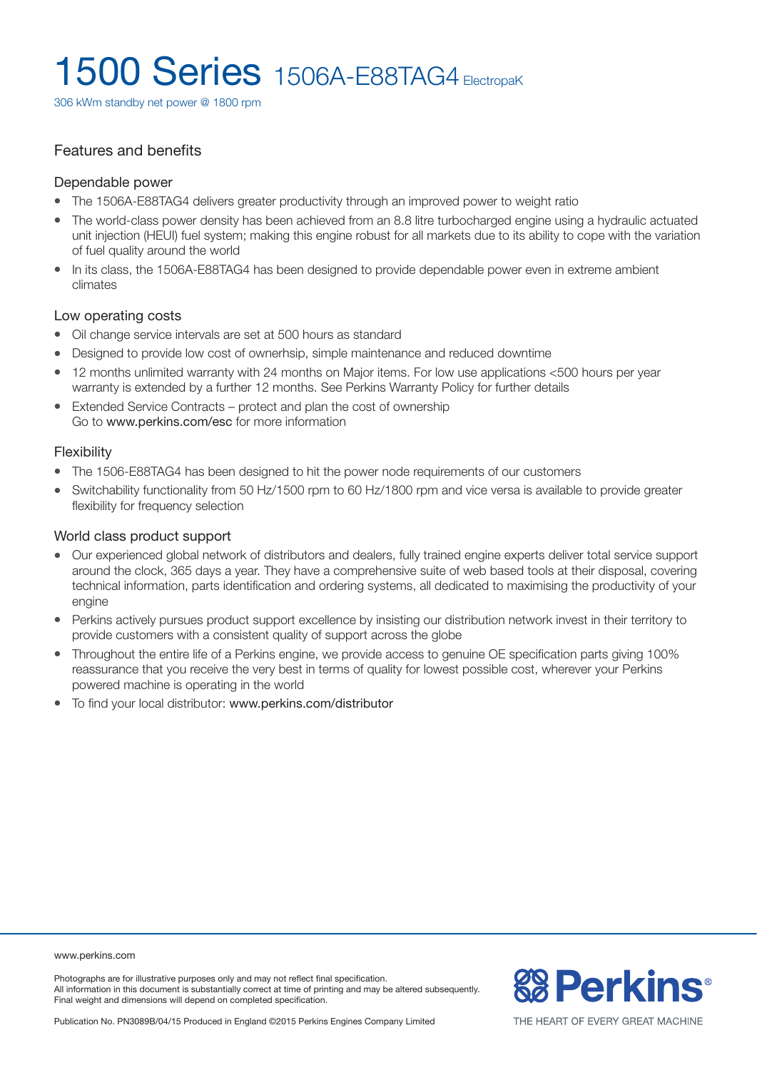# 1500 Series 1506A-E88TAG4 ElectropaK

306 kWm standby net power @ 1800 rpm

## Features and benefits

### Dependable power

- The 1506A-E88TAG4 delivers greater productivity through an improved power to weight ratio
- The world-class power density has been achieved from an 8.8 litre turbocharged engine using a hydraulic actuated unit injection (HEUI) fuel system; making this engine robust for all markets due to its ability to cope with the variation of fuel quality around the world
- In its class, the 1506A-E88TAG4 has been designed to provide dependable power even in extreme ambient climates

### Low operating costs

- Oil change service intervals are set at 500 hours as standard
- Designed to provide low cost of ownerhsip, simple maintenance and reduced downtime
- 12 months unlimited warranty with 24 months on Major items. For low use applications <500 hours per year warranty is extended by a further 12 months. See Perkins Warranty Policy for further details
- Extended Service Contracts – protect and plan the cost of ownership
  Go to www.perkins.com/esc for more information

### Flexibility

- The 1506-E88TAG4 has been designed to hit the power node requirements of our customers
- Switchability functionality from 50 Hz/1500 rpm to 60 Hz/1800 rpm and vice versa is available to provide greater flexibility for frequency selection

### World class product support

- Our experienced global network of distributors and dealers, fully trained engine experts deliver total service support around the clock, 365 days a year. They have a comprehensive suite of web based tools at their disposal, covering technical information, parts identification and ordering systems, all dedicated to maximising the productivity of your engine
- Perkins actively pursues product support excellence by insisting our distribution network invest in their territory to provide customers with a consistent quality of support across the globe
- Throughout the entire life of a Perkins engine, we provide access to genuine OE specification parts giving 100% reassurance that you receive the very best in terms of quality for lowest possible cost, wherever your Perkins powered machine is operating in the world
- To find your local distributor: www.perkins.com/distributor

www.perkins.com

Photographs are for illustrative purposes only and may not reflect final specification.
All information in this document is substantially correct at time of printing and may be altered subsequently.
Final weight and dimensions will depend on completed specification.

Publication No. PN3089B/04/15 Produced in England ©2015 Perkins Engines Company Limited

Perkins®

THE HEART OF EVERY GREAT MACHINE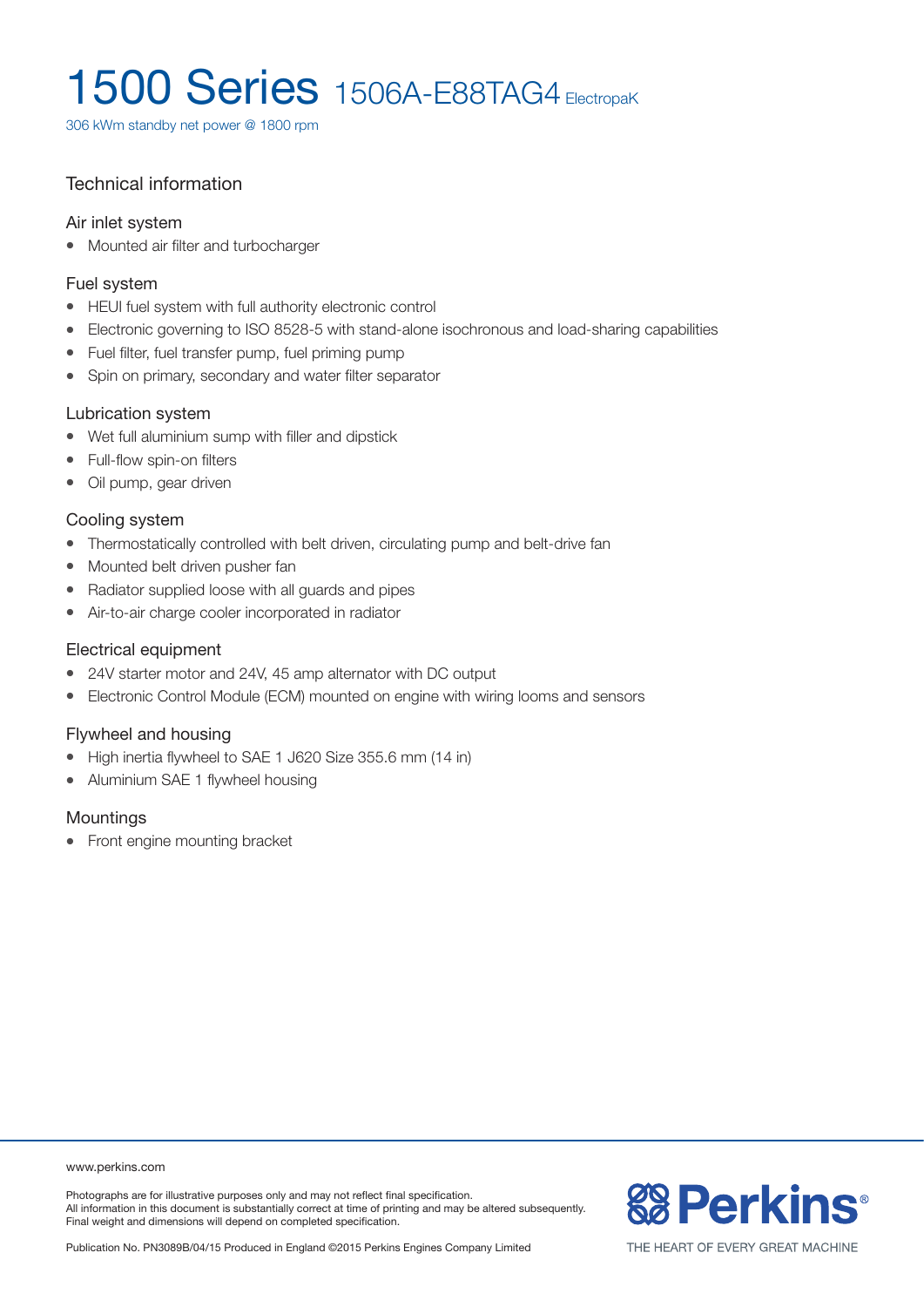# 1500 Series 1506A-E88TAG4 ElectropaK

306 kWm standby net power @ 1800 rpm

## Technical information

### Air inlet system

- Mounted air filter and turbocharger

### Fuel system

- HEUI fuel system with full authority electronic control
- Electronic governing to ISO 8528-5 with stand-alone isochronous and load-sharing capabilities
- Fuel filter, fuel transfer pump, fuel priming pump
- Spin on primary, secondary and water filter separator

### Lubrication system

- Wet full aluminium sump with filler and dipstick
- Full-flow spin-on filters
- Oil pump, gear driven

### Cooling system

- Thermostatically controlled with belt driven, circulating pump and belt-drive fan
- Mounted belt driven pusher fan
- Radiator supplied loose with all guards and pipes
- Air-to-air charge cooler incorporated in radiator

### Electrical equipment

- 24V starter motor and 24V, 45 amp alternator with DC output
- Electronic Control Module (ECM) mounted on engine with wiring looms and sensors

### Flywheel and housing

- High inertia flywheel to SAE 1 J620 Size 355.6 mm (14 in)
- Aluminium SAE 1 flywheel housing

### Mountings

- Front engine mounting bracket

www.perkins.com

Photographs are for illustrative purposes only and may not reflect final specification.
All information in this document is substantially correct at time of printing and may be altered subsequently.
Final weight and dimensions will depend on completed specification.

Publication No. PN3089B/04/15 Produced in England ©2015 Perkins Engines Company Limited

Perkins® THE HEART OF EVERY GREAT MACHINE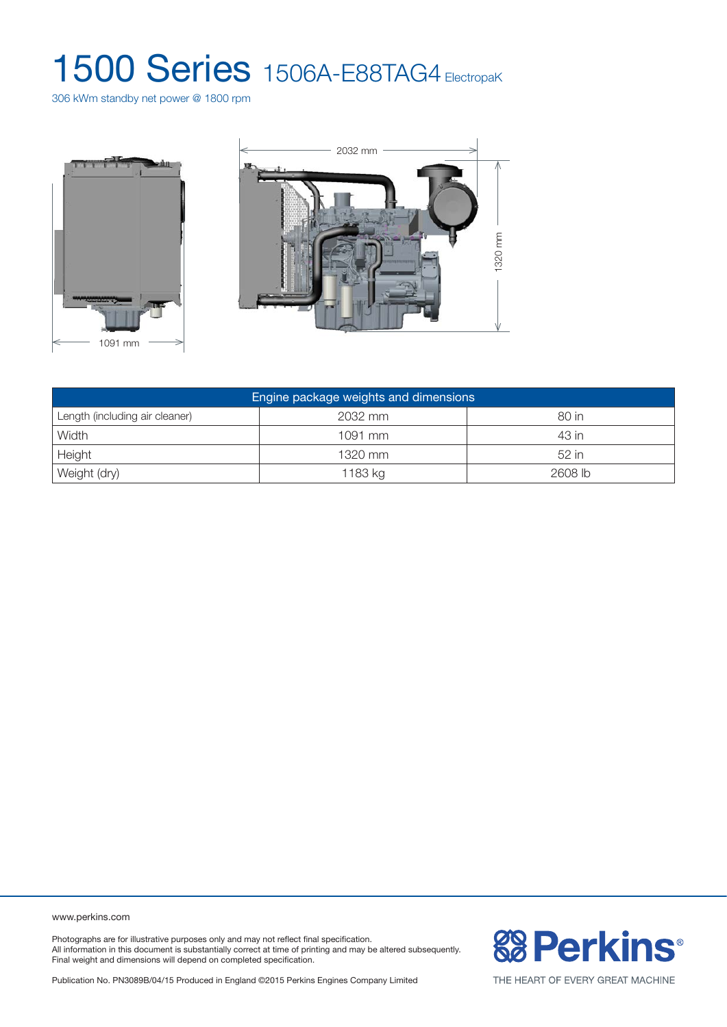# 1500 Series 1506A-E88TAG4 ElectropaK

306 kWm standby net power @ 1800 rpm

| Engine package weights and dimensions | | |
|---|---|---|
| Length (including air cleaner) | 2032 mm | 80 in |
| Width | 1091 mm | 43 in |
| Height | 1320 mm | 52 in |
| Weight (dry) | 1183 kg | 2608 lb |

www.perkins.com

Photographs are for illustrative purposes only and may not reflect final specification.
All information in this document is substantially correct at time of printing and may be altered subsequently.
Final weight and dimensions will depend on completed specification.

Publication No. PN3089B/04/15 Produced in England ©2015 Perkins Engines Company Limited

Perkins®

THE HEART OF EVERY GREAT MACHINE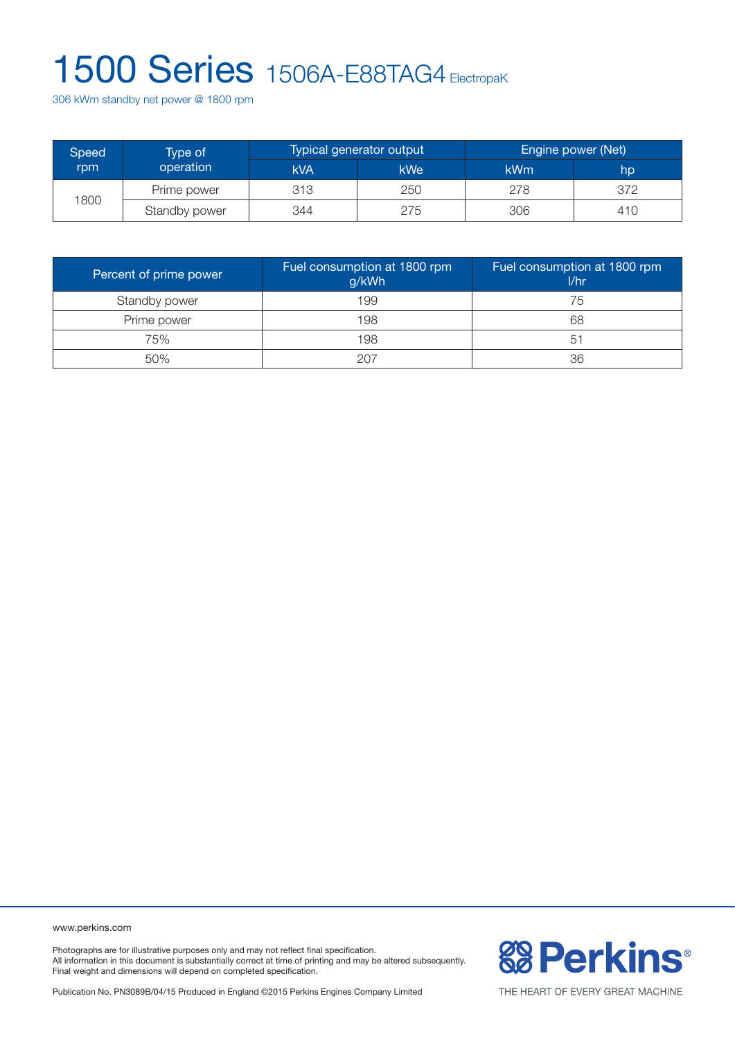# 1500 Series 1506A-E88TAG4 ElectropaK

306 kWm standby net power @ 1800 rpm

| Speed rpm | Type of operation | Typical generator output | | Engine power (Net) | |
|---|---|---|---|---|---|
| | | kVA | kWe | kWm | hp |
| 1800 | Prime power | 313 | 250 | 278 | 372 |
| | Standby power | 344 | 275 | 306 | 410 |

| Percent of prime power | Fuel consumption at 1800 rpm g/kWh | Fuel consumption at 1800 rpm l/hr |
|---|---|---|
| Standby power | 199 | 75 |
| Prime power | 198 | 68 |
| 75% | 198 | 51 |
| 50% | 207 | 36 |

www.perkins.com

Photographs are for illustrative purposes only and may not reflect final specification.
All information in this document is substantially correct at time of printing and may be altered subsequently.
Final weight and dimensions will depend on completed specification.

Publication No. PN3089B/04/15 Produced in England ©2015 Perkins Engines Company Limited

Perkins®

THE HEART OF EVERY GREAT MACHINE